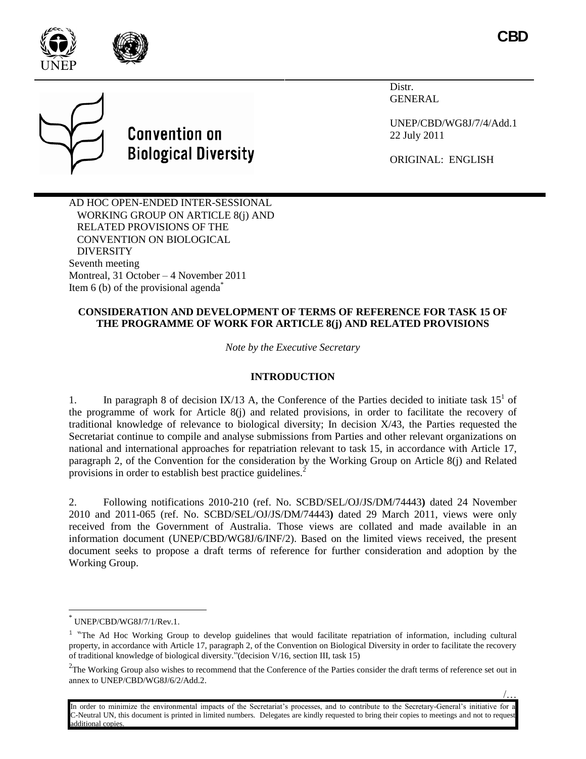**CBD**

# Convention on Biological Diversity

Distr.
GENERAL

UNEP/CBD/WG8J/7/4/Add.1
22 July 2011

ORIGINAL: ENGLISH

AD HOC OPEN-ENDED INTER-SESSIONAL WORKING GROUP ON ARTICLE 8(j) AND RELATED PROVISIONS OF THE CONVENTION ON BIOLOGICAL DIVERSITY
Seventh meeting
Montreal, 31 October – 4 November 2011
Item 6 (b) of the provisional agenda*

## CONSIDERATION AND DEVELOPMENT OF TERMS OF REFERENCE FOR TASK 15 OF THE PROGRAMME OF WORK FOR ARTICLE 8(j) AND RELATED PROVISIONS

*Note by the Executive Secretary*

## INTRODUCTION

1. In paragraph 8 of decision IX/13 A, the Conference of the Parties decided to initiate task 15[1] of the programme of work for Article 8(j) and related provisions, in order to facilitate the recovery of traditional knowledge of relevance to biological diversity; In decision X/43, the Parties requested the Secretariat continue to compile and analyse submissions from Parties and other relevant organizations on national and international approaches for repatriation relevant to task 15, in accordance with Article 17, paragraph 2, of the Convention for the consideration by the Working Group on Article 8(j) and Related provisions in order to establish best practice guidelines.[2]

2. Following notifications 2010-210 (ref. No. SCBD/SEL/OJ/JS/DM/74443**)** dated 24 November 2010 and 2011-065 (ref. No. SCBD/SEL/OJ/JS/DM/74443**)** dated 29 March 2011, views were only received from the Government of Australia. Those views are collated and made available in an information document (UNEP/CBD/WG8J/6/INF/2). Based on the limited views received, the present document seeks to propose a draft terms of reference for further consideration and adoption by the Working Group.

---

* UNEP/CBD/WG8J/7/1/Rev.1.

[1] "The Ad Hoc Working Group to develop guidelines that would facilitate repatriation of information, including cultural property, in accordance with Article 17, paragraph 2, of the Convention on Biological Diversity in order to facilitate the recovery of traditional knowledge of biological diversity."(decision V/16, section III, task 15)

[2] The Working Group also wishes to recommend that the Conference of the Parties consider the draft terms of reference set out in annex to UNEP/CBD/WG8J/6/2/Add.2.

In order to minimize the environmental impacts of the Secretariat's processes, and to contribute to the Secretary-General's initiative for a C-Neutral UN, this document is printed in limited numbers. Delegates are kindly requested to bring their copies to meetings and not to request additional copies.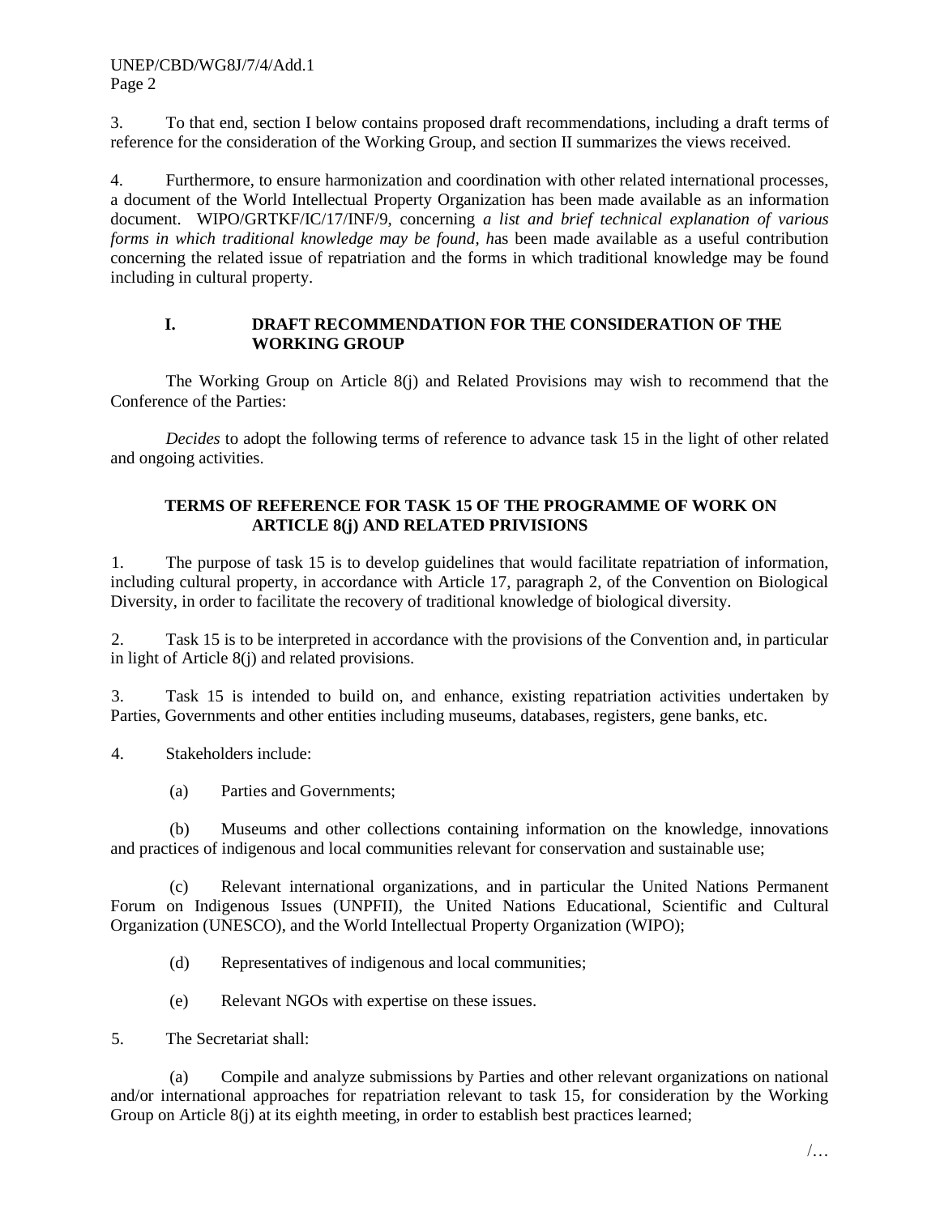3. To that end, section I below contains proposed draft recommendations, including a draft terms of reference for the consideration of the Working Group, and section II summarizes the views received.

4. Furthermore, to ensure harmonization and coordination with other related international processes, a document of the World Intellectual Property Organization has been made available as an information document. WIPO/GRTKF/IC/17/INF/9, concerning *a list and brief technical explanation of various forms in which traditional knowledge may be found, h*as been made available as a useful contribution concerning the related issue of repatriation and the forms in which traditional knowledge may be found including in cultural property.

## I. DRAFT RECOMMENDATION FOR THE CONSIDERATION OF THE WORKING GROUP

The Working Group on Article 8(j) and Related Provisions may wish to recommend that the Conference of the Parties:

*Decides* to adopt the following terms of reference to advance task 15 in the light of other related and ongoing activities.

### TERMS OF REFERENCE FOR TASK 15 OF THE PROGRAMME OF WORK ON ARTICLE 8(j) AND RELATED PRIVISIONS

1. The purpose of task 15 is to develop guidelines that would facilitate repatriation of information, including cultural property, in accordance with Article 17, paragraph 2, of the Convention on Biological Diversity, in order to facilitate the recovery of traditional knowledge of biological diversity.

2. Task 15 is to be interpreted in accordance with the provisions of the Convention and, in particular in light of Article 8(j) and related provisions.

3. Task 15 is intended to build on, and enhance, existing repatriation activities undertaken by Parties, Governments and other entities including museums, databases, registers, gene banks, etc.

4. Stakeholders include:

(a) Parties and Governments;

(b) Museums and other collections containing information on the knowledge, innovations and practices of indigenous and local communities relevant for conservation and sustainable use;

(c) Relevant international organizations, and in particular the United Nations Permanent Forum on Indigenous Issues (UNPFII), the United Nations Educational, Scientific and Cultural Organization (UNESCO), and the World Intellectual Property Organization (WIPO);

(d) Representatives of indigenous and local communities;

(e) Relevant NGOs with expertise on these issues.

5. The Secretariat shall:

(a) Compile and analyze submissions by Parties and other relevant organizations on national and/or international approaches for repatriation relevant to task 15, for consideration by the Working Group on Article 8(j) at its eighth meeting, in order to establish best practices learned;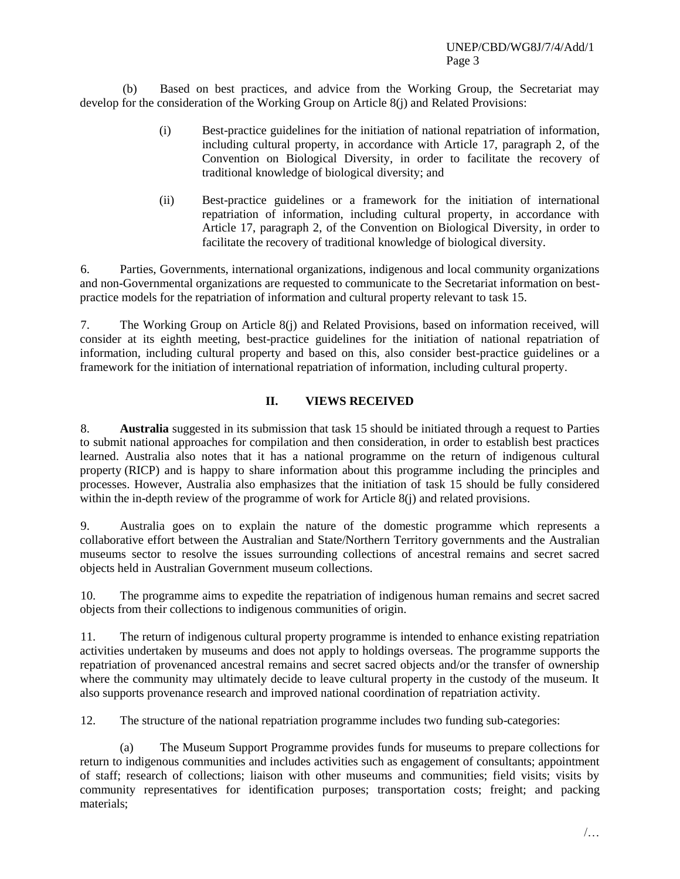(b) Based on best practices, and advice from the Working Group, the Secretariat may develop for the consideration of the Working Group on Article 8(j) and Related Provisions:

> (i) Best-practice guidelines for the initiation of national repatriation of information, including cultural property, in accordance with Article 17, paragraph 2, of the Convention on Biological Diversity, in order to facilitate the recovery of traditional knowledge of biological diversity; and
>
> (ii) Best-practice guidelines or a framework for the initiation of international repatriation of information, including cultural property, in accordance with Article 17, paragraph 2, of the Convention on Biological Diversity, in order to facilitate the recovery of traditional knowledge of biological diversity.

6. Parties, Governments, international organizations, indigenous and local community organizations and non-Governmental organizations are requested to communicate to the Secretariat information on best-practice models for the repatriation of information and cultural property relevant to task 15.

7. The Working Group on Article 8(j) and Related Provisions, based on information received, will consider at its eighth meeting, best-practice guidelines for the initiation of national repatriation of information, including cultural property and based on this, also consider best-practice guidelines or a framework for the initiation of international repatriation of information, including cultural property.

## II. VIEWS RECEIVED

8. **Australia** suggested in its submission that task 15 should be initiated through a request to Parties to submit national approaches for compilation and then consideration, in order to establish best practices learned. Australia also notes that it has a national programme on the return of indigenous cultural property (RICP) and is happy to share information about this programme including the principles and processes. However, Australia also emphasizes that the initiation of task 15 should be fully considered within the in-depth review of the programme of work for Article 8(j) and related provisions.

9. Australia goes on to explain the nature of the domestic programme which represents a collaborative effort between the Australian and State/Northern Territory governments and the Australian museums sector to resolve the issues surrounding collections of ancestral remains and secret sacred objects held in Australian Government museum collections.

10. The programme aims to expedite the repatriation of indigenous human remains and secret sacred objects from their collections to indigenous communities of origin.

11. The return of indigenous cultural property programme is intended to enhance existing repatriation activities undertaken by museums and does not apply to holdings overseas. The programme supports the repatriation of provenanced ancestral remains and secret sacred objects and/or the transfer of ownership where the community may ultimately decide to leave cultural property in the custody of the museum. It also supports provenance research and improved national coordination of repatriation activity.

12. The structure of the national repatriation programme includes two funding sub-categories:

(a) The Museum Support Programme provides funds for museums to prepare collections for return to indigenous communities and includes activities such as engagement of consultants; appointment of staff; research of collections; liaison with other museums and communities; field visits; visits by community representatives for identification purposes; transportation costs; freight; and packing materials;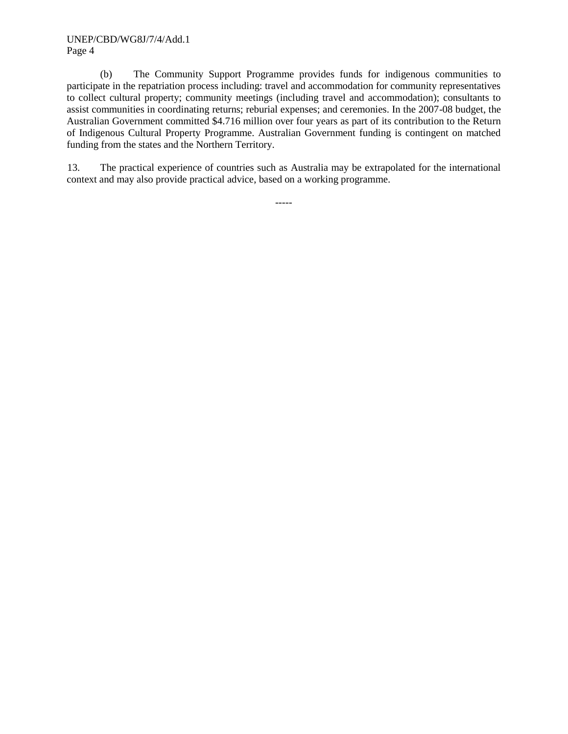(b) The Community Support Programme provides funds for indigenous communities to participate in the repatriation process including: travel and accommodation for community representatives to collect cultural property; community meetings (including travel and accommodation); consultants to assist communities in coordinating returns; reburial expenses; and ceremonies. In the 2007-08 budget, the Australian Government committed $4.716 million over four years as part of its contribution to the Return of Indigenous Cultural Property Programme. Australian Government funding is contingent on matched funding from the states and the Northern Territory.

13. The practical experience of countries such as Australia may be extrapolated for the international context and may also provide practical advice, based on a working programme.

-----